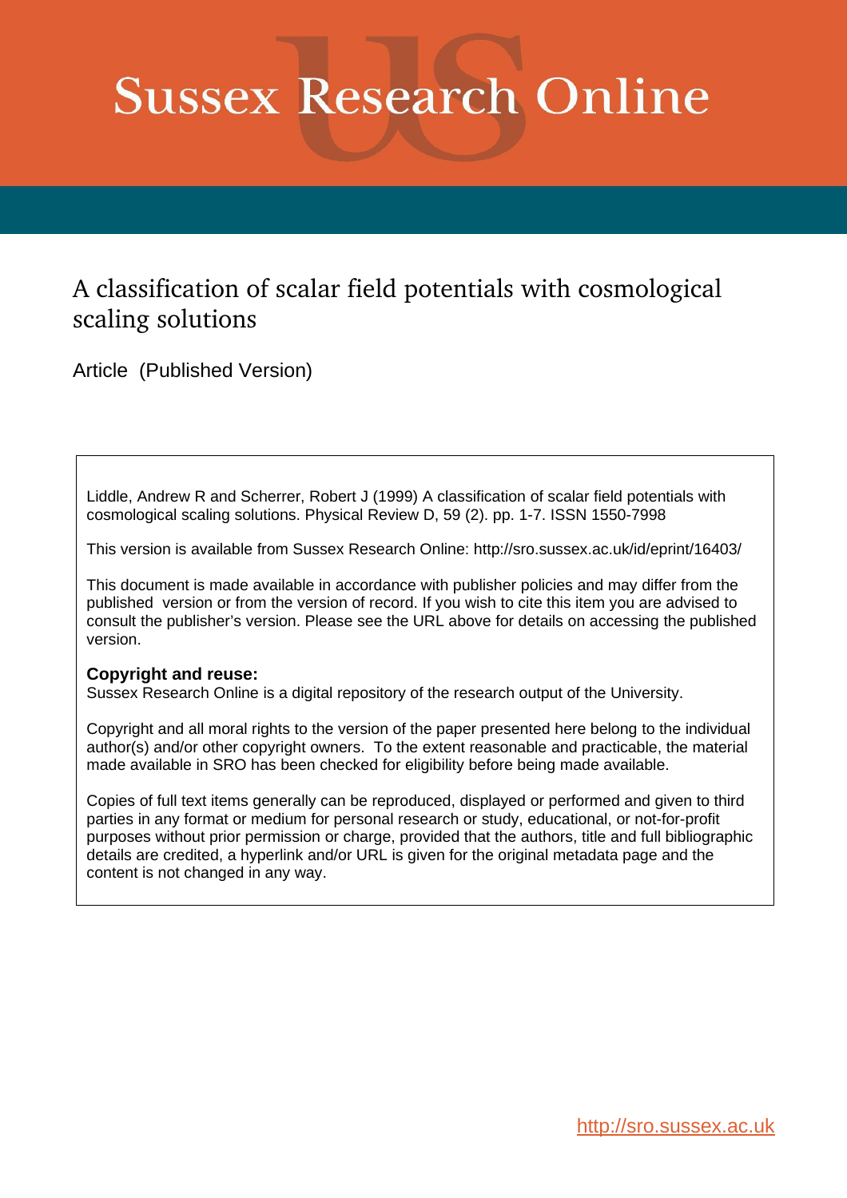# Sussex Research Online

## A classification of scalar field potentials with cosmological scaling solutions

Article (Published Version)

Liddle, Andrew R and Scherrer, Robert J (1999) A classification of scalar field potentials with cosmological scaling solutions. Physical Review D, 59 (2). pp. 1-7. ISSN 1550-7998

This version is available from Sussex Research Online: http://sro.sussex.ac.uk/id/eprint/16403/

This document is made available in accordance with publisher policies and may differ from the published version or from the version of record. If you wish to cite this item you are advised to consult the publisher's version. Please see the URL above for details on accessing the published version.

**Copyright and reuse:**
Sussex Research Online is a digital repository of the research output of the University.

Copyright and all moral rights to the version of the paper presented here belong to the individual author(s) and/or other copyright owners. To the extent reasonable and practicable, the material made available in SRO has been checked for eligibility before being made available.

Copies of full text items generally can be reproduced, displayed or performed and given to third parties in any format or medium for personal research or study, educational, or not-for-profit purposes without prior permission or charge, provided that the authors, title and full bibliographic details are credited, a hyperlink and/or URL is given for the original metadata page and the content is not changed in any way.

http://sro.sussex.ac.uk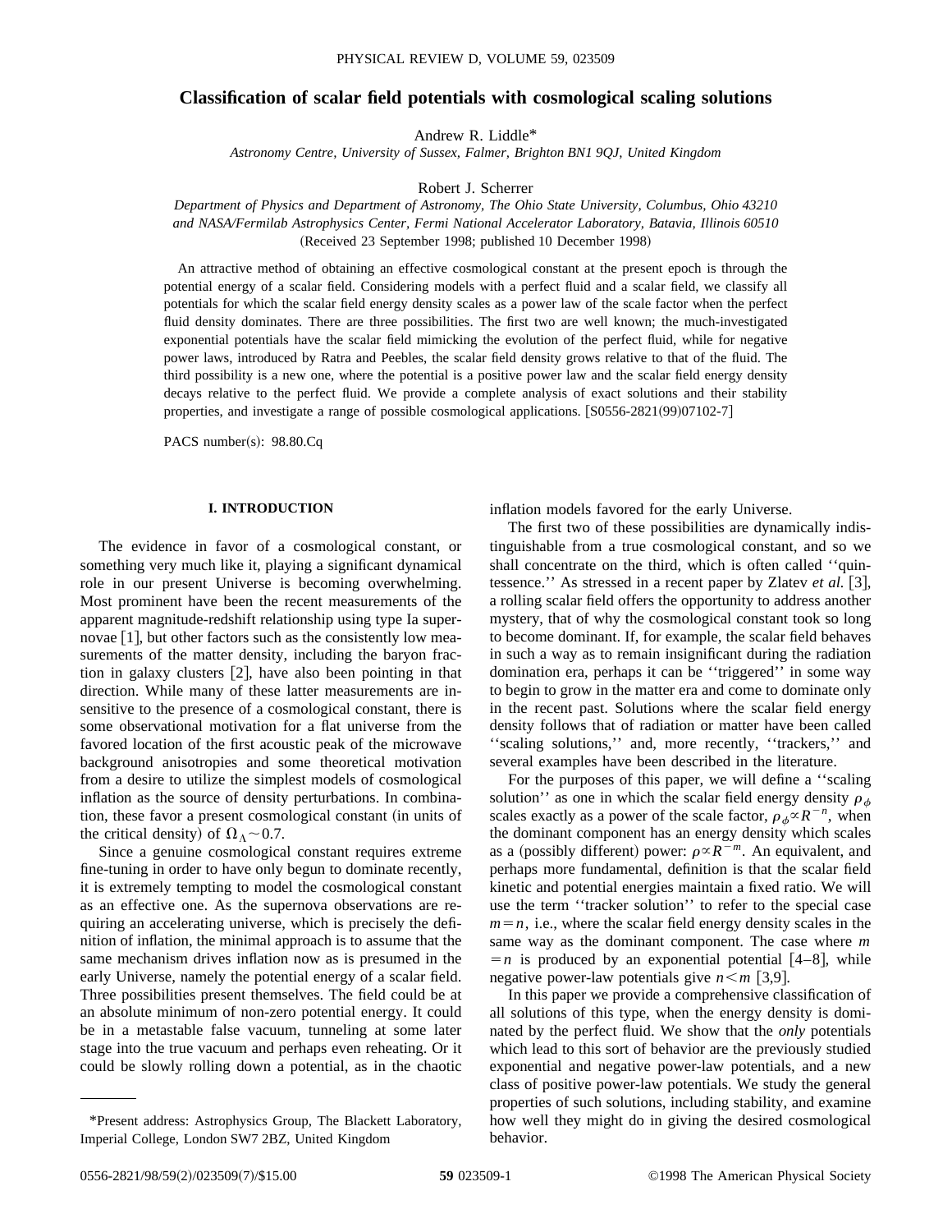# Classification of scalar field potentials with cosmological scaling solutions

Andrew R. Liddle*

*Astronomy Centre, University of Sussex, Falmer, Brighton BN1 9QJ, United Kingdom*

Robert J. Scherrer

*Department of Physics and Department of Astronomy, The Ohio State University, Columbus, Ohio 43210*
*and NASA/Fermilab Astrophysics Center, Fermi National Accelerator Laboratory, Batavia, Illinois 60510*

(Received 23 September 1998; published 10 December 1998)

An attractive method of obtaining an effective cosmological constant at the present epoch is through the potential energy of a scalar field. Considering models with a perfect fluid and a scalar field, we classify all potentials for which the scalar field energy density scales as a power law of the scale factor when the perfect fluid density dominates. There are three possibilities. The first two are well known; the much-investigated exponential potentials have the scalar field mimicking the evolution of the perfect fluid, while for negative power laws, introduced by Ratra and Peebles, the scalar field density grows relative to that of the fluid. The third possibility is a new one, where the potential is a positive power law and the scalar field energy density decays relative to the perfect fluid. We provide a complete analysis of exact solutions and their stability properties, and investigate a range of possible cosmological applications. [S0556-2821(99)07102-7]

PACS number(s): 98.80.Cq

## I. INTRODUCTION

The evidence in favor of a cosmological constant, or something very much like it, playing a significant dynamical role in our present Universe is becoming overwhelming. Most prominent have been the recent measurements of the apparent magnitude-redshift relationship using type Ia supernovae [1], but other factors such as the consistently low measurements of the matter density, including the baryon fraction in galaxy clusters [2], have also been pointing in that direction. While many of these latter measurements are insensitive to the presence of a cosmological constant, there is some observational motivation for a flat universe from the favored location of the first acoustic peak of the microwave background anisotropies and some theoretical motivation from a desire to utilize the simplest models of cosmological inflation as the source of density perturbations. In combination, these favor a present cosmological constant (in units of the critical density) of $\Omega_\Lambda \sim 0.7$.

Since a genuine cosmological constant requires extreme fine-tuning in order to have only begun to dominate recently, it is extremely tempting to model the cosmological constant as an effective one. As the supernova observations are requiring an accelerating universe, which is precisely the definition of inflation, the minimal approach is to assume that the same mechanism drives inflation now as is presumed in the early Universe, namely the potential energy of a scalar field. Three possibilities present themselves. The field could be at an absolute minimum of non-zero potential energy. It could be in a metastable false vacuum, tunneling at some later stage into the true vacuum and perhaps even reheating. Or it could be slowly rolling down a potential, as in the chaotic inflation models favored for the early Universe.

The first two of these possibilities are dynamically indistinguishable from a true cosmological constant, and so we shall concentrate on the third, which is often called ''quintessence.'' As stressed in a recent paper by Zlatev *et al.* [3], a rolling scalar field offers the opportunity to address another mystery, that of why the cosmological constant took so long to become dominant. If, for example, the scalar field behaves in such a way as to remain insignificant during the radiation domination era, perhaps it can be ''triggered'' in some way to begin to grow in the matter era and come to dominate only in the recent past. Solutions where the scalar field energy density follows that of radiation or matter have been called ''scaling solutions,'' and, more recently, ''trackers,'' and several examples have been described in the literature.

For the purposes of this paper, we will define a ''scaling solution'' as one in which the scalar field energy density $\rho_\phi$ scales exactly as a power of the scale factor, $\rho_\phi \propto R^{-n}$, when the dominant component has an energy density which scales as a (possibly different) power: $\rho \propto R^{-m}$. An equivalent, and perhaps more fundamental, definition is that the scalar field kinetic and potential energies maintain a fixed ratio. We will use the term ''tracker solution'' to refer to the special case $m=n$, i.e., where the scalar field energy density scales in the same way as the dominant component. The case where $m=n$ is produced by an exponential potential [4–8], while negative power-law potentials give $n<m$ [3,9].

In this paper we provide a comprehensive classification of all solutions of this type, when the energy density is dominated by the perfect fluid. We show that the *only* potentials which lead to this sort of behavior are the previously studied exponential and negative power-law potentials, and a new class of positive power-law potentials. We study the general properties of such solutions, including stability, and examine how well they might do in giving the desired cosmological behavior.

*Present address: Astrophysics Group, The Blackett Laboratory, Imperial College, London SW7 2BZ, United Kingdom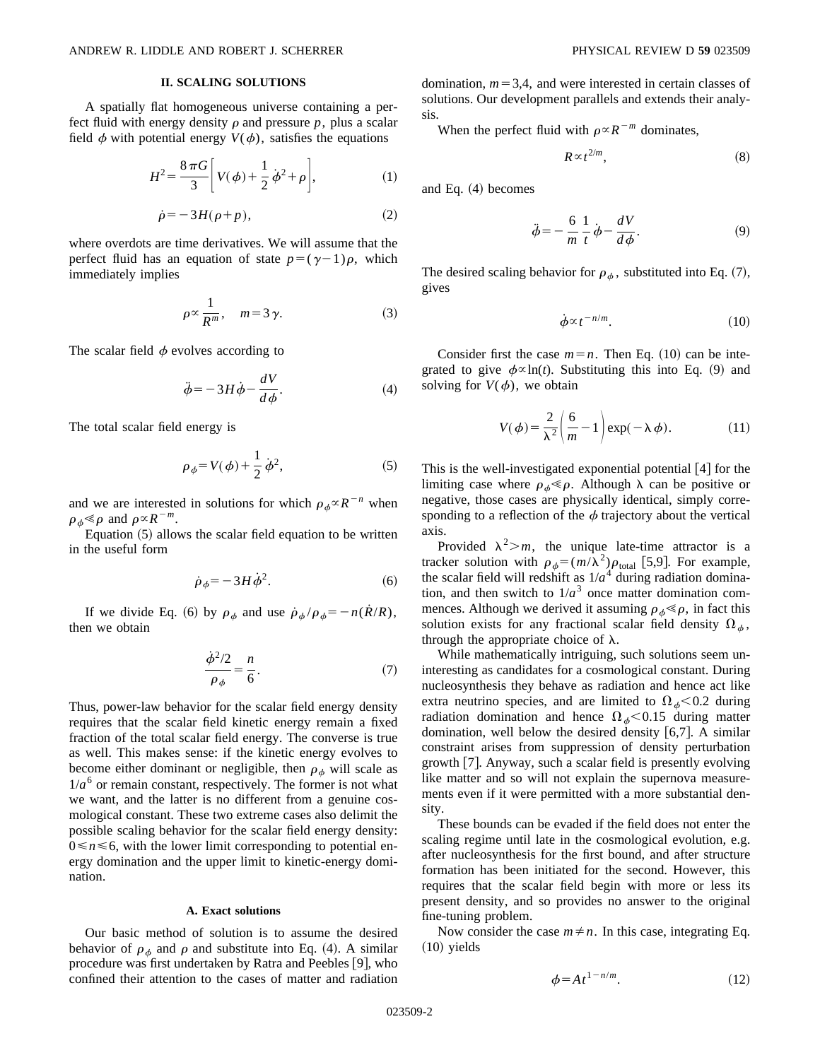## II. SCALING SOLUTIONS

A spatially flat homogeneous universe containing a perfect fluid with energy density $\rho$ and pressure $p$, plus a scalar field $\phi$ with potential energy $V(\phi)$, satisfies the equations

$$H^2 = \frac{8\pi G}{3}\left[V(\phi) + \frac{1}{2}\dot{\phi}^2 + \rho\right], \tag{1}$$

$$\dot{\rho} = -3H(\rho + p), \tag{2}$$

where overdots are time derivatives. We will assume that the perfect fluid has an equation of state $p = (\gamma - 1)\rho$, which immediately implies

$$\rho \propto \frac{1}{R^m}, \quad m = 3\gamma. \tag{3}$$

The scalar field $\phi$ evolves according to

$$\ddot{\phi} = -3H\dot{\phi} - \frac{dV}{d\phi}. \tag{4}$$

The total scalar field energy is

$$\rho_\phi = V(\phi) + \frac{1}{2}\dot{\phi}^2, \tag{5}$$

and we are interested in solutions for which $\rho_\phi \propto R^{-n}$ when $\rho_\phi \ll \rho$ and $\rho \propto R^{-m}$.

Equation (5) allows the scalar field equation to be written in the useful form

$$\dot{\rho}_\phi = -3H\dot{\phi}^2. \tag{6}$$

If we divide Eq. (6) by $\rho_\phi$ and use $\dot{\rho}_\phi/\rho_\phi = -n(\dot{R}/R)$, then we obtain

$$\frac{\dot{\phi}^2/2}{\rho_\phi} = \frac{n}{6}. \tag{7}$$

Thus, power-law behavior for the scalar field energy density requires that the scalar field kinetic energy remain a fixed fraction of the total scalar field energy. The converse is true as well. This makes sense: if the kinetic energy evolves to become either dominant or negligible, then $\rho_\phi$ will scale as $1/a^6$ or remain constant, respectively. The former is not what we want, and the latter is no different from a genuine cosmological constant. These two extreme cases also delimit the possible scaling behavior for the scalar field energy density: $0 \leq n \leq 6$, with the lower limit corresponding to potential energy domination and the upper limit to kinetic-energy domination.

### A. Exact solutions

Our basic method of solution is to assume the desired behavior of $\rho_\phi$ and $\rho$ and substitute into Eq. (4). A similar procedure was first undertaken by Ratra and Peebles [9], who confined their attention to the cases of matter and radiation domination, $m = 3,4$, and were interested in certain classes of solutions. Our development parallels and extends their analysis.

When the perfect fluid with $\rho \propto R^{-m}$ dominates,

$$R \propto t^{2/m}, \tag{8}$$

and Eq. (4) becomes

$$\ddot{\phi} = -\frac{6}{m}\frac{1}{t}\dot{\phi} - \frac{dV}{d\phi}. \tag{9}$$

The desired scaling behavior for $\rho_\phi$, substituted into Eq. (7), gives

$$\dot{\phi} \propto t^{-n/m}. \tag{10}$$

Consider first the case $m = n$. Then Eq. (10) can be integrated to give $\phi \propto \ln(t)$. Substituting this into Eq. (9) and solving for $V(\phi)$, we obtain

$$V(\phi) = \frac{2}{\lambda^2}\left(\frac{6}{m} - 1\right)\exp(-\lambda\phi). \tag{11}$$

This is the well-investigated exponential potential [4] for the limiting case where $\rho_\phi \ll \rho$. Although $\lambda$ can be positive or negative, those cases are physically identical, simply corresponding to a reflection of the $\phi$ trajectory about the vertical axis.

Provided $\lambda^2 > m$, the unique late-time attractor is a tracker solution with $\rho_\phi = (m/\lambda^2)\rho_{\rm total}$ [5,9]. For example, the scalar field will redshift as $1/a^4$ during radiation domination, and then switch to $1/a^3$ once matter domination commences. Although we derived it assuming $\rho_\phi \ll \rho$, in fact this solution exists for any fractional scalar field density $\Omega_\phi$, through the appropriate choice of $\lambda$.

While mathematically intriguing, such solutions seem uninteresting as candidates for a cosmological constant. During nucleosynthesis they behave as radiation and hence act like extra neutrino species, and are limited to $\Omega_\phi < 0.2$ during radiation domination and hence $\Omega_\phi < 0.15$ during matter domination, well below the desired density [6,7]. A similar constraint arises from suppression of density perturbation growth [7]. Anyway, such a scalar field is presently evolving like matter and so will not explain the supernova measurements even if it were permitted with a more substantial density.

These bounds can be evaded if the field does not enter the scaling regime until late in the cosmological evolution, e.g. after nucleosynthesis for the first bound, and after structure formation has been initiated for the second. However, this requires that the scalar field begin with more or less its present density, and so provides no answer to the original fine-tuning problem.

Now consider the case $m \neq n$. In this case, integrating Eq. (10) yields

$$\phi = At^{1-n/m}. \tag{12}$$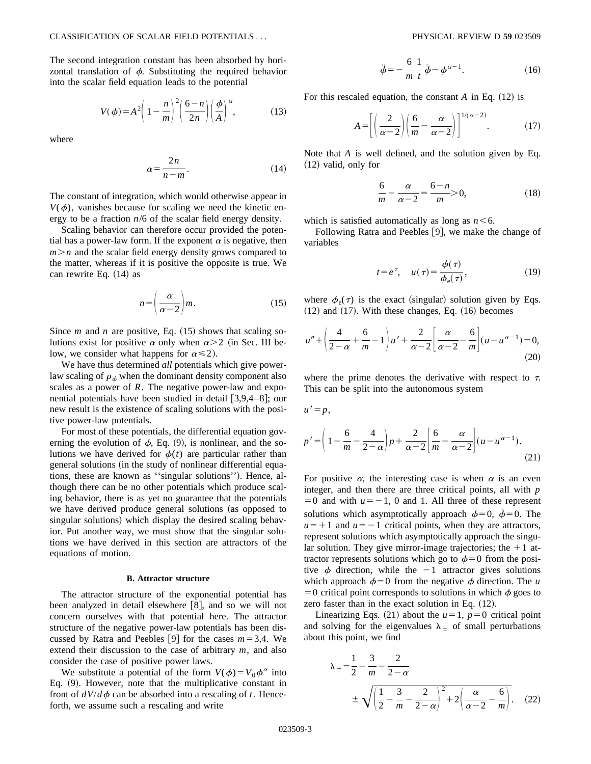The second integration constant has been absorbed by horizontal translation of $\phi$. Substituting the required behavior into the scalar field equation leads to the potential

$$V(\phi)=A^2\left(1-\frac{n}{m}\right)^2\left(\frac{6-n}{2n}\right)\left(\frac{\phi}{A}\right)^{\alpha}, \tag{13}$$

where

$$\alpha=\frac{2n}{n-m}. \tag{14}$$

The constant of integration, which would otherwise appear in $V(\phi)$, vanishes because for scaling we need the kinetic energy to be a fraction $n/6$ of the scalar field energy density.

Scaling behavior can therefore occur provided the potential has a power-law form. If the exponent $\alpha$ is negative, then $m>n$ and the scalar field energy density grows compared to the matter, whereas if it is positive the opposite is true. We can rewrite Eq. (14) as

$$n=\left(\frac{\alpha}{\alpha-2}\right)m. \tag{15}$$

Since $m$ and $n$ are positive, Eq. (15) shows that scaling solutions exist for positive $\alpha$ only when $\alpha>2$ (in Sec. III below, we consider what happens for $\alpha\leqslant 2$).

We have thus determined *all* potentials which give power-law scaling of $\rho_\phi$ when the dominant density component also scales as a power of $R$. The negative power-law and exponential potentials have been studied in detail [3,9,4–8]; our new result is the existence of scaling solutions with the positive power-law potentials.

For most of these potentials, the differential equation governing the evolution of $\phi$, Eq. (9), is nonlinear, and the solutions we have derived for $\phi(t)$ are particular rather than general solutions (in the study of nonlinear differential equations, these are known as "singular solutions"). Hence, although there can be no other potentials which produce scaling behavior, there is as yet no guarantee that the potentials we have derived produce general solutions (as opposed to singular solutions) which display the desired scaling behavior. Put another way, we must show that the singular solutions we have derived in this section are attractors of the equations of motion.

### B. Attractor structure

The attractor structure of the exponential potential has been analyzed in detail elsewhere [8], and so we will not concern ourselves with that potential here. The attractor structure of the negative power-law potentials has been discussed by Ratra and Peebles [9] for the cases $m=3,4$. We extend their discussion to the case of arbitrary $m$, and also consider the case of positive power laws.

We substitute a potential of the form $V(\phi)=V_0\phi^{\alpha}$ into Eq. (9). However, note that the multiplicative constant in front of $dV/d\phi$ can be absorbed into a rescaling of $t$. Henceforth, we assume such a rescaling and write

$$\ddot{\phi}=-\frac{6}{m}\frac{1}{t}\dot{\phi}-\phi^{\alpha-1}. \tag{16}$$

For this rescaled equation, the constant $A$ in Eq. (12) is

$$A=\left[\left(\frac{2}{\alpha-2}\right)\left(\frac{6}{m}-\frac{\alpha}{\alpha-2}\right)\right]^{1/(\alpha-2)}. \tag{17}$$

Note that $A$ is well defined, and the solution given by Eq. (12) valid, only for

$$\frac{6}{m}-\frac{\alpha}{\alpha-2}=\frac{6-n}{m}>0, \tag{18}$$

which is satisfied automatically as long as $n<6$.

Following Ratra and Peebles [9], we make the change of variables

$$t=e^{\tau}, \quad u(\tau)=\frac{\phi(\tau)}{\phi_{\rm e}(\tau)}, \tag{19}$$

where $\phi_{\rm e}(\tau)$ is the exact (singular) solution given by Eqs. (12) and (17). With these changes, Eq. (16) becomes

$$u''+\left(\frac{4}{2-\alpha}+\frac{6}{m}-1\right)u'+\frac{2}{\alpha-2}\left[\frac{\alpha}{\alpha-2}-\frac{6}{m}\right](u-u^{\alpha-1})=0, \tag{20}$$

where the prime denotes the derivative with respect to $\tau$. This can be split into the autonomous system

$$u'=p,$$

$$p'=\left(1-\frac{6}{m}-\frac{4}{2-\alpha}\right)p+\frac{2}{\alpha-2}\left[\frac{6}{m}-\frac{\alpha}{\alpha-2}\right](u-u^{\alpha-1}). \tag{21}$$

For positive $\alpha$, the interesting case is when $\alpha$ is an even integer, and then there are three critical points, all with $p=0$ and with $u=-1$, 0 and 1. All three of these represent solutions which asymptotically approach $\phi=0$, $\dot{\phi}=0$. The $u=+1$ and $u=-1$ critical points, when they are attractors, represent solutions which asymptotically approach the singular solution. They give mirror-image trajectories; the $+1$ attractor represents solutions which go to $\phi=0$ from the positive $\phi$ direction, while the $-1$ attractor gives solutions which approach $\phi=0$ from the negative $\phi$ direction. The $u=0$ critical point corresponds to solutions in which $\phi$ goes to zero faster than in the exact solution in Eq. (12).

Linearizing Eqs. (21) about the $u=1$, $p=0$ critical point and solving for the eigenvalues $\lambda_{\pm}$ of small perturbations about this point, we find

$$\lambda_{\pm}=\frac{1}{2}-\frac{3}{m}-\frac{2}{2-\alpha}\pm\sqrt{\left(\frac{1}{2}-\frac{3}{m}-\frac{2}{2-\alpha}\right)^2+2\left(\frac{\alpha}{\alpha-2}-\frac{6}{m}\right)}. \tag{22}$$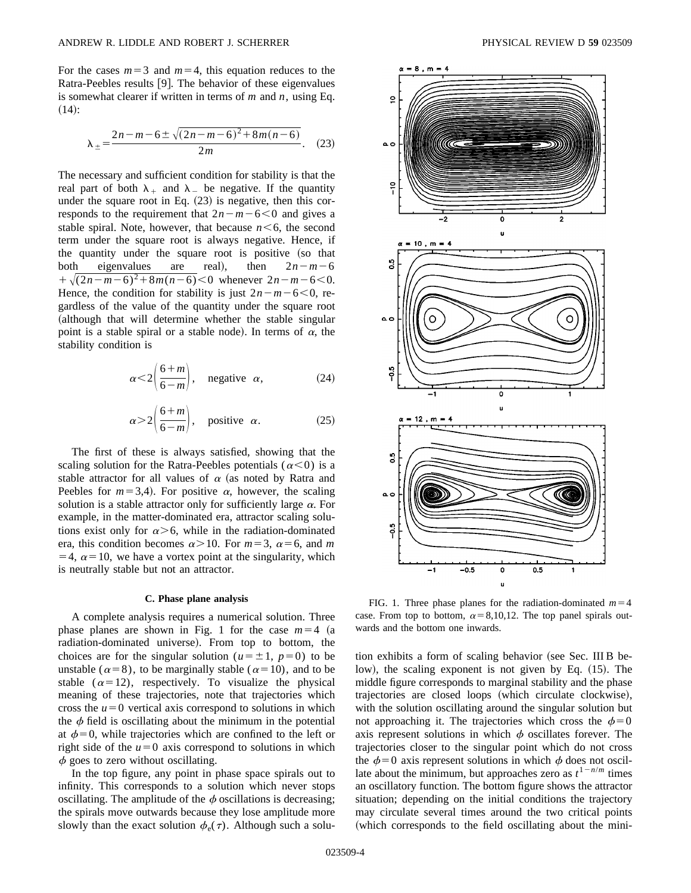For the cases $m=3$ and $m=4$, this equation reduces to the Ratra-Peebles results [9]. The behavior of these eigenvalues is somewhat clearer if written in terms of $m$ and $n$, using Eq. (14):

$$\lambda_{\pm}=\frac{2n-m-6\pm\sqrt{(2n-m-6)^2+8m(n-6)}}{2m}. \quad (23)$$

The necessary and sufficient condition for stability is that the real part of both $\lambda_+$ and $\lambda_-$ be negative. If the quantity under the square root in Eq. (23) is negative, then this corresponds to the requirement that $2n-m-6<0$ and gives a stable spiral. Note, however, that because $n<6$, the second term under the square root is always negative. Hence, if the quantity under the square root is positive (so that both eigenvalues are real), then $2n-m-6+\sqrt{(2n-m-6)^2+8m(n-6)}<0$ whenever $2n-m-6<0$. Hence, the condition for stability is just $2n-m-6<0$, regardless of the value of the quantity under the square root (although that will determine whether the stable singular point is a stable spiral or a stable node). In terms of $\alpha$, the stability condition is

$$\alpha<2\left(\frac{6+m}{6-m}\right), \quad \text{negative } \alpha, \quad (24)$$

$$\alpha>2\left(\frac{6+m}{6-m}\right), \quad \text{positive } \alpha. \quad (25)$$

The first of these is always satisfied, showing that the scaling solution for the Ratra-Peebles potentials ($\alpha<0$) is a stable attractor for all values of $\alpha$ (as noted by Ratra and Peebles for $m=3,4$). For positive $\alpha$, however, the scaling solution is a stable attractor only for sufficiently large $\alpha$. For example, in the matter-dominated era, attractor scaling solutions exist only for $\alpha>6$, while in the radiation-dominated era, this condition becomes $\alpha>10$. For $m=3$, $\alpha=6$, and $m=4$, $\alpha=10$, we have a vortex point at the singularity, which is neutrally stable but not an attractor.

### C. Phase plane analysis

A complete analysis requires a numerical solution. Three phase planes are shown in Fig. 1 for the case $m=4$ (a radiation-dominated universe). From top to bottom, the choices are for the singular solution ($u=\pm 1$, $p=0$) to be unstable ($\alpha=8$), to be marginally stable ($\alpha=10$), and to be stable ($\alpha=12$), respectively. To visualize the physical meaning of these trajectories, note that trajectories which cross the $u=0$ vertical axis correspond to solutions in which the $\phi$ field is oscillating about the minimum in the potential at $\phi=0$, while trajectories which are confined to the left or right side of the $u=0$ axis correspond to solutions in which $\phi$ goes to zero without oscillating.

In the top figure, any point in phase space spirals out to infinity. This corresponds to a solution which never stops oscillating. The amplitude of the $\phi$ oscillations is decreasing; the spirals move outwards because they lose amplitude more slowly than the exact solution $\phi_e(\tau)$. Although such a solution exhibits a form of scaling behavior (see Sec. III B below), the scaling exponent is not given by Eq. (15). The middle figure corresponds to marginal stability and the phase trajectories are closed loops (which circulate clockwise), with the solution oscillating around the singular solution but not approaching it. The trajectories which cross the $\phi=0$ axis represent solutions in which $\phi$ oscillates forever. The trajectories closer to the singular point which do not cross the $\phi=0$ axis represent solutions in which $\phi$ does not oscillate about the minimum, but approaches zero as $t^{1-n/m}$ times an oscillatory function. The bottom figure shows the attractor situation; depending on the initial conditions the trajectory may circulate several times around the two critical points (which corresponds to the field oscillating about the mini-

FIG. 1. Three phase planes for the radiation-dominated $m=4$ case. From top to bottom, $\alpha=8,10,12$. The top panel spirals outwards and the bottom one inwards.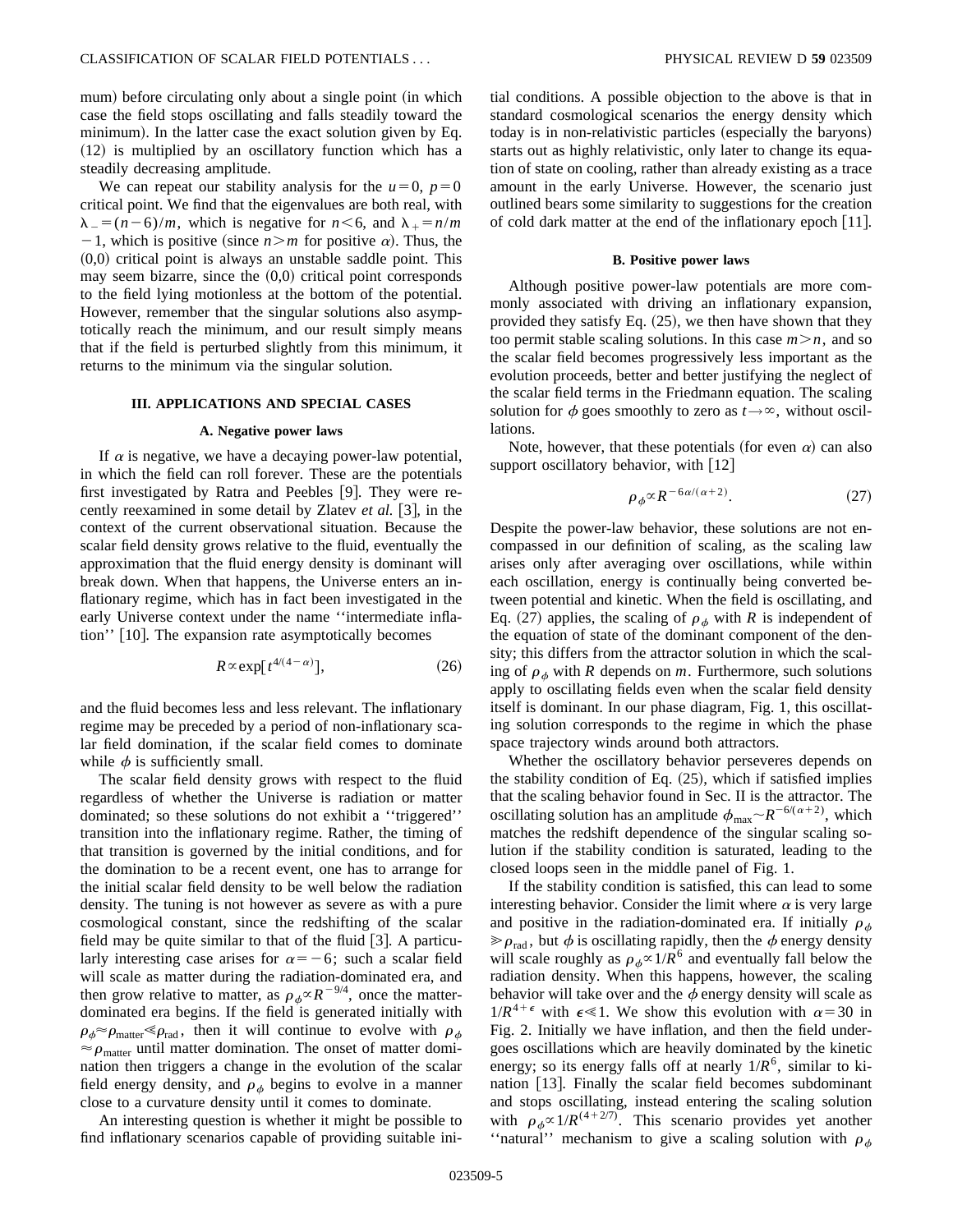mum) before circulating only about a single point (in which case the field stops oscillating and falls steadily toward the minimum). In the latter case the exact solution given by Eq. (12) is multiplied by an oscillatory function which has a steadily decreasing amplitude.

We can repeat our stability analysis for the $u=0$, $p=0$ critical point. We find that the eigenvalues are both real, with $\lambda_- = (n-6)/m$, which is negative for $n<6$, and $\lambda_+ = n/m - 1$, which is positive (since $n>m$ for positive $\alpha$). Thus, the (0,0) critical point is always an unstable saddle point. This may seem bizarre, since the (0,0) critical point corresponds to the field lying motionless at the bottom of the potential. However, remember that the singular solutions also asymptotically reach the minimum, and our result simply means that if the field is perturbed slightly from this minimum, it returns to the minimum via the singular solution.

## III. APPLICATIONS AND SPECIAL CASES

### A. Negative power laws

If $\alpha$ is negative, we have a decaying power-law potential, in which the field can roll forever. These are the potentials first investigated by Ratra and Peebles [9]. They were recently reexamined in some detail by Zlatev *et al.* [3], in the context of the current observational situation. Because the scalar field density grows relative to the fluid, eventually the approximation that the fluid energy density is dominant will break down. When that happens, the Universe enters an inflationary regime, which has in fact been investigated in the early Universe context under the name ''intermediate inflation'' [10]. The expansion rate asymptotically becomes

$$R \propto \exp[t^{4/(4-\alpha)}], \tag{26}$$

and the fluid becomes less and less relevant. The inflationary regime may be preceded by a period of non-inflationary scalar field domination, if the scalar field comes to dominate while $\phi$ is sufficiently small.

The scalar field density grows with respect to the fluid regardless of whether the Universe is radiation or matter dominated; so these solutions do not exhibit a ''triggered'' transition into the inflationary regime. Rather, the timing of that transition is governed by the initial conditions, and for the domination to be a recent event, one has to arrange for the initial scalar field density to be well below the radiation density. The tuning is not however as severe as with a pure cosmological constant, since the redshifting of the scalar field may be quite similar to that of the fluid [3]. A particularly interesting case arises for $\alpha=-6$; such a scalar field will scale as matter during the radiation-dominated era, and then grow relative to matter, as $\rho_\phi \propto R^{-9/4}$, once the matter-dominated era begins. If the field is generated initially with $\rho_\phi \approx \rho_{\rm matter} \ll \rho_{\rm rad}$, then it will continue to evolve with $\rho_\phi \approx \rho_{\rm matter}$ until matter domination. The onset of matter domination then triggers a change in the evolution of the scalar field energy density, and $\rho_\phi$ begins to evolve in a manner close to a curvature density until it comes to dominate.

An interesting question is whether it might be possible to find inflationary scenarios capable of providing suitable initial conditions. A possible objection to the above is that in standard cosmological scenarios the energy density which today is in non-relativistic particles (especially the baryons) starts out as highly relativistic, only later to change its equation of state on cooling, rather than already existing as a trace amount in the early Universe. However, the scenario just outlined bears some similarity to suggestions for the creation of cold dark matter at the end of the inflationary epoch [11].

### B. Positive power laws

Although positive power-law potentials are more commonly associated with driving an inflationary expansion, provided they satisfy Eq. (25), we then have shown that they too permit stable scaling solutions. In this case $m>n$, and so the scalar field becomes progressively less important as the evolution proceeds, better and better justifying the neglect of the scalar field terms in the Friedmann equation. The scaling solution for $\phi$ goes smoothly to zero as $t\to\infty$, without oscillations.

Note, however, that these potentials (for even $\alpha$) can also support oscillatory behavior, with [12]

$$\rho_\phi \propto R^{-6\alpha/(\alpha+2)}. \tag{27}$$

Despite the power-law behavior, these solutions are not encompassed in our definition of scaling, as the scaling law arises only after averaging over oscillations, while within each oscillation, energy is continually being converted between potential and kinetic. When the field is oscillating, and Eq. (27) applies, the scaling of $\rho_\phi$ with $R$ is independent of the equation of state of the dominant component of the density; this differs from the attractor solution in which the scaling of $\rho_\phi$ with $R$ depends on $m$. Furthermore, such solutions apply to oscillating fields even when the scalar field density itself is dominant. In our phase diagram, Fig. 1, this oscillating solution corresponds to the regime in which the phase space trajectory winds around both attractors.

Whether the oscillatory behavior perseveres depends on the stability condition of Eq. (25), which if satisfied implies that the scaling behavior found in Sec. II is the attractor. The oscillating solution has an amplitude $\phi_{\rm max} \sim R^{-6/(\alpha+2)}$, which matches the redshift dependence of the singular scaling solution if the stability condition is saturated, leading to the closed loops seen in the middle panel of Fig. 1.

If the stability condition is satisfied, this can lead to some interesting behavior. Consider the limit where $\alpha$ is very large and positive in the radiation-dominated era. If initially $\rho_\phi \gg \rho_{\rm rad}$, but $\phi$ is oscillating rapidly, then the $\phi$ energy density will scale roughly as $\rho_\phi \propto 1/R^6$ and eventually fall below the radiation density. When this happens, however, the scaling behavior will take over and the $\phi$ energy density will scale as $1/R^{4+\epsilon}$ with $\epsilon \ll 1$. We show this evolution with $\alpha=30$ in Fig. 2. Initially we have inflation, and then the field undergoes oscillations which are heavily dominated by the kinetic energy; so its energy falls off at nearly $1/R^6$, similar to kination [13]. Finally the scalar field becomes subdominant and stops oscillating, instead entering the scaling solution with $\rho_\phi \propto 1/R^{(4+2/7)}$. This scenario provides yet another ''natural'' mechanism to give a scaling solution with $\rho_\phi$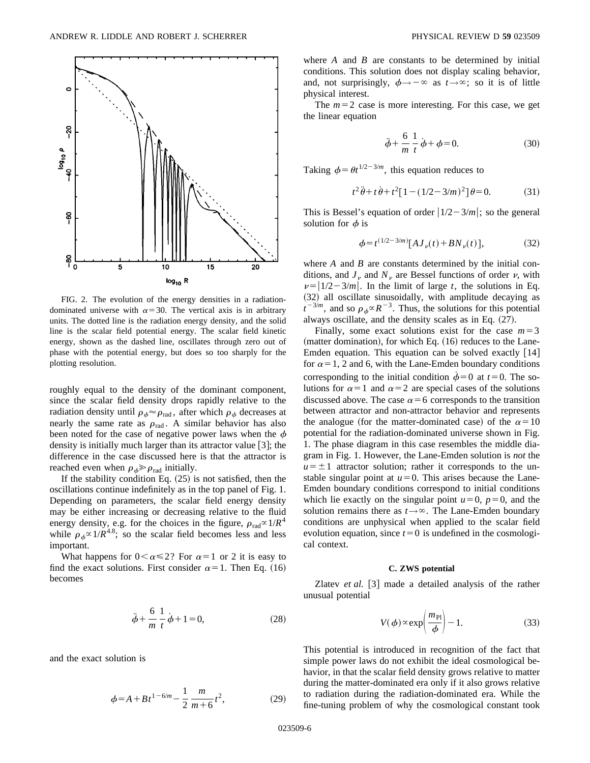FIG. 2. The evolution of the energy densities in a radiation-dominated universe with $\alpha=30$. The vertical axis is in arbitrary units. The dotted line is the radiation energy density, and the solid line is the scalar field potential energy. The scalar field kinetic energy, shown as the dashed line, oscillates through zero out of phase with the potential energy, but does so too sharply for the plotting resolution.

roughly equal to the density of the dominant component, since the scalar field density drops rapidly relative to the radiation density until $\rho_\phi \approx \rho_{\rm rad}$, after which $\rho_\phi$ decreases at nearly the same rate as $\rho_{\rm rad}$. A similar behavior has also been noted for the case of negative power laws when the $\phi$ density is initially much larger than its attractor value [3]; the difference in the case discussed here is that the attractor is reached even when $\rho_\phi \gg \rho_{\rm rad}$ initially.

If the stability condition Eq. (25) is not satisfied, then the oscillations continue indefinitely as in the top panel of Fig. 1. Depending on parameters, the scalar field energy density may be either increasing or decreasing relative to the fluid energy density, e.g. for the choices in the figure, $\rho_{\rm rad} \propto 1/R^4$ while $\rho_\phi \propto 1/R^{4.8}$; so the scalar field becomes less and less important.

What happens for $0<\alpha \leq 2$? For $\alpha=1$ or 2 it is easy to find the exact solutions. First consider $\alpha=1$. Then Eq. (16) becomes

$$\ddot{\phi} + \frac{6}{m}\frac{1}{t}\dot{\phi} + 1 = 0, \tag{28}$$

and the exact solution is

$$\phi = A + Bt^{1-6/m} - \frac{1}{2}\frac{m}{m+6}t^2, \tag{29}$$

where $A$ and $B$ are constants to be determined by initial conditions. This solution does not display scaling behavior, and, not surprisingly, $\phi \rightarrow -\infty$ as $t \rightarrow \infty$; so it is of little physical interest.

The $m=2$ case is more interesting. For this case, we get the linear equation

$$\ddot{\phi} + \frac{6}{m}\frac{1}{t}\dot{\phi} + \phi = 0. \tag{30}$$

Taking $\phi = \theta t^{1/2-3/m}$, this equation reduces to

$$t^2\ddot{\theta} + t\dot{\theta} + t^2[1-(1/2-3/m)^2]\theta = 0. \tag{31}$$

This is Bessel's equation of order $|1/2-3/m|$; so the general solution for $\phi$ is

$$\phi = t^{(1/2-3/m)}[AJ_\nu(t) + BN_\nu(t)], \tag{32}$$

where $A$ and $B$ are constants determined by the initial conditions, and $J_\nu$ and $N_\nu$ are Bessel functions of order $\nu$, with $\nu = |1/2-3/m|$. In the limit of large $t$, the solutions in Eq. (32) all oscillate sinusoidally, with amplitude decaying as $t^{-3/m}$, and so $\rho_\phi \propto R^{-3}$. Thus, the solutions for this potential always oscillate, and the density scales as in Eq. (27).

Finally, some exact solutions exist for the case $m=3$ (matter domination), for which Eq. (16) reduces to the Lane-Emden equation. This equation can be solved exactly [14] for $\alpha=1$, 2 and 6, with the Lane-Emden boundary conditions corresponding to the initial condition $\dot{\phi}=0$ at $t=0$. The solutions for $\alpha=1$ and $\alpha=2$ are special cases of the solutions discussed above. The case $\alpha=6$ corresponds to the transition between attractor and non-attractor behavior and represents the analogue (for the matter-dominated case) of the $\alpha=10$ potential for the radiation-dominated universe shown in Fig. 1. The phase diagram in this case resembles the middle diagram in Fig. 1. However, the Lane-Emden solution is *not* the $u=\pm 1$ attractor solution; rather it corresponds to the unstable singular point at $u=0$. This arises because the Lane-Emden boundary conditions correspond to initial conditions which lie exactly on the singular point $u=0$, $p=0$, and the solution remains there as $t \rightarrow \infty$. The Lane-Emden boundary conditions are unphysical when applied to the scalar field evolution equation, since $t=0$ is undefined in the cosmological context.

### C. ZWS potential

Zlatev *et al.* [3] made a detailed analysis of the rather unusual potential

$$V(\phi) \propto \exp\left(\frac{m_{\rm Pl}}{\phi}\right) - 1. \tag{33}$$

This potential is introduced in recognition of the fact that simple power laws do not exhibit the ideal cosmological behavior, in that the scalar field density grows relative to matter during the matter-dominated era only if it also grows relative to radiation during the radiation-dominated era. While the fine-tuning problem of why the cosmological constant took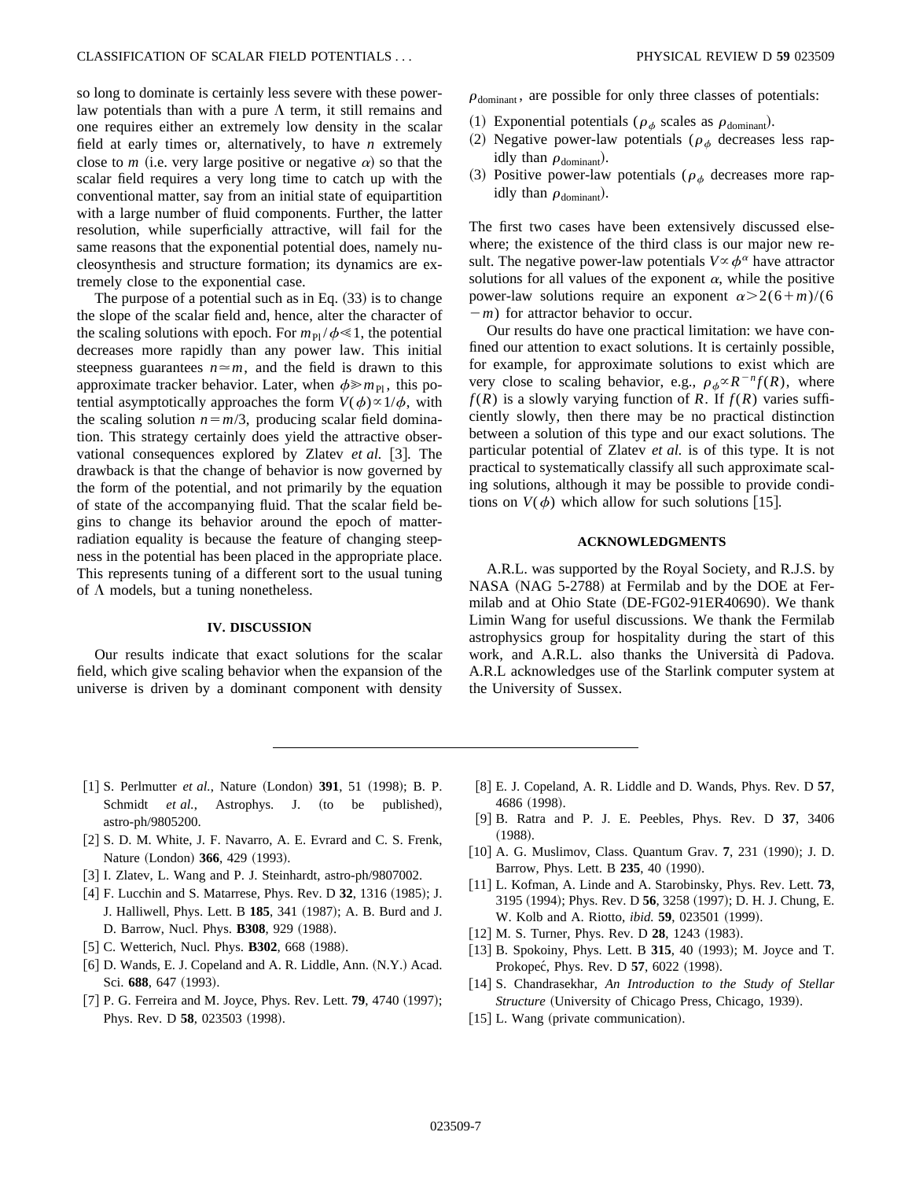so long to dominate is certainly less severe with these power-law potentials than with a pure $\Lambda$ term, it still remains and one requires either an extremely low density in the scalar field at early times or, alternatively, to have $n$ extremely close to $m$ (i.e. very large positive or negative $\alpha$) so that the scalar field requires a very long time to catch up with the conventional matter, say from an initial state of equipartition with a large number of fluid components. Further, the latter resolution, while superficially attractive, will fail for the same reasons that the exponential potential does, namely nucleosynthesis and structure formation; its dynamics are extremely close to the exponential case.

The purpose of a potential such as in Eq. (33) is to change the slope of the scalar field and, hence, alter the character of the scaling solutions with epoch. For $m_{\rm Pl}/\phi \ll 1$, the potential decreases more rapidly than any power law. This initial steepness guarantees $n \simeq m$, and the field is drawn to this approximate tracker behavior. Later, when $\phi \gg m_{\rm Pl}$, this potential asymptotically approaches the form $V(\phi) \propto 1/\phi$, with the scaling solution $n = m/3$, producing scalar field domination. This strategy certainly does yield the attractive observational consequences explored by Zlatev *et al.* [3]. The drawback is that the change of behavior is now governed by the form of the potential, and not primarily by the equation of state of the accompanying fluid. That the scalar field begins to change its behavior around the epoch of matter-radiation equality is because the feature of changing steepness in the potential has been placed in the appropriate place. This represents tuning of a different sort to the usual tuning of $\Lambda$ models, but a tuning nonetheless.

## IV. DISCUSSION

Our results indicate that exact solutions for the scalar field, which give scaling behavior when the expansion of the universe is driven by a dominant component with density $\rho_{\rm dominant}$, are possible for only three classes of potentials:

(1) Exponential potentials ($\rho_\phi$ scales as $\rho_{\rm dominant}$).

(2) Negative power-law potentials ($\rho_\phi$ decreases less rapidly than $\rho_{\rm dominant}$).

(3) Positive power-law potentials ($\rho_\phi$ decreases more rapidly than $\rho_{\rm dominant}$).

The first two cases have been extensively discussed elsewhere; the existence of the third class is our major new result. The negative power-law potentials $V \propto \phi^\alpha$ have attractor solutions for all values of the exponent $\alpha$, while the positive power-law solutions require an exponent $\alpha > 2(6+m)/(6-m)$ for attractor behavior to occur.

Our results do have one practical limitation: we have confined our attention to exact solutions. It is certainly possible, for example, for approximate solutions to exist which are very close to scaling behavior, e.g., $\rho_\phi \propto R^{-n} f(R)$, where $f(R)$ is a slowly varying function of $R$. If $f(R)$ varies sufficiently slowly, then there may be no practical distinction between a solution of this type and our exact solutions. The particular potential of Zlatev *et al.* is of this type. It is not practical to systematically classify all such approximate scaling solutions, although it may be possible to provide conditions on $V(\phi)$ which allow for such solutions [15].

## ACKNOWLEDGMENTS

A.R.L. was supported by the Royal Society, and R.J.S. by NASA (NAG 5-2788) at Fermilab and by the DOE at Fermilab and at Ohio State (DE-FG02-91ER40690). We thank Limin Wang for useful discussions. We thank the Fermilab astrophysics group for hospitality during the start of this work, and A.R.L. also thanks the Università di Padova. A.R.L acknowledges use of the Starlink computer system at the University of Sussex.

---

[1] S. Perlmutter *et al.*, Nature (London) **391**, 51 (1998); B. P. Schmidt *et al.*, Astrophys. J. (to be published), astro-ph/9805200.

[2] S. D. M. White, J. F. Navarro, A. E. Evrard and C. S. Frenk, Nature (London) **366**, 429 (1993).

[3] I. Zlatev, L. Wang and P. J. Steinhardt, astro-ph/9807002.

[4] F. Lucchin and S. Matarrese, Phys. Rev. D **32**, 1316 (1985); J. J. Halliwell, Phys. Lett. B **185**, 341 (1987); A. B. Burd and J. D. Barrow, Nucl. Phys. **B308**, 929 (1988).

[5] C. Wetterich, Nucl. Phys. **B302**, 668 (1988).

[6] D. Wands, E. J. Copeland and A. R. Liddle, Ann. (N.Y.) Acad. Sci. **688**, 647 (1993).

[7] P. G. Ferreira and M. Joyce, Phys. Rev. Lett. **79**, 4740 (1997); Phys. Rev. D **58**, 023503 (1998).

[8] E. J. Copeland, A. R. Liddle and D. Wands, Phys. Rev. D **57**, 4686 (1998).

[9] B. Ratra and P. J. E. Peebles, Phys. Rev. D **37**, 3406 (1988).

[10] A. G. Muslimov, Class. Quantum Grav. **7**, 231 (1990); J. D. Barrow, Phys. Lett. B **235**, 40 (1990).

[11] L. Kofman, A. Linde and A. Starobinsky, Phys. Rev. Lett. **73**, 3195 (1994); Phys. Rev. D **56**, 3258 (1997); D. H. J. Chung, E. W. Kolb and A. Riotto, *ibid.* **59**, 023501 (1999).

[12] M. S. Turner, Phys. Rev. D **28**, 1243 (1983).

[13] B. Spokoiny, Phys. Lett. B **315**, 40 (1993); M. Joyce and T. Prokopeć, Phys. Rev. D **57**, 6022 (1998).

[14] S. Chandrasekhar, *An Introduction to the Study of Stellar Structure* (University of Chicago Press, Chicago, 1939).

[15] L. Wang (private communication).